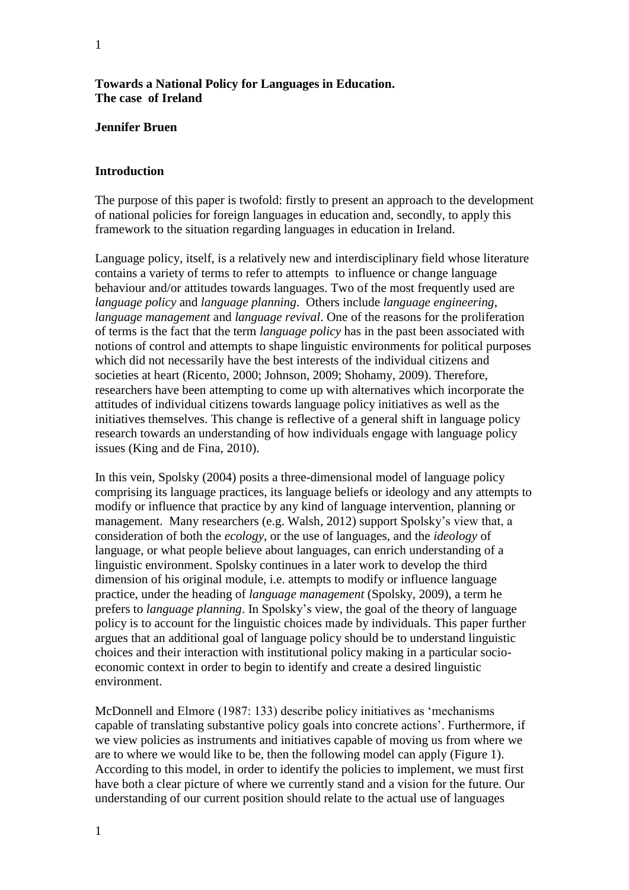**Towards a National Policy for Languages in Education.**
**The case of Ireland**

**Jennifer Bruen**

## Introduction

The purpose of this paper is twofold: firstly to present an approach to the development of national policies for foreign languages in education and, secondly, to apply this framework to the situation regarding languages in education in Ireland.

Language policy, itself, is a relatively new and interdisciplinary field whose literature contains a variety of terms to refer to attempts to influence or change language behaviour and/or attitudes towards languages. Two of the most frequently used are *language policy* and *language planning*. Others include *language engineering*, *language management* and *language revival*. One of the reasons for the proliferation of terms is the fact that the term *language policy* has in the past been associated with notions of control and attempts to shape linguistic environments for political purposes which did not necessarily have the best interests of the individual citizens and societies at heart (Ricento, 2000; Johnson, 2009; Shohamy, 2009). Therefore, researchers have been attempting to come up with alternatives which incorporate the attitudes of individual citizens towards language policy initiatives as well as the initiatives themselves. This change is reflective of a general shift in language policy research towards an understanding of how individuals engage with language policy issues (King and de Fina, 2010).

In this vein, Spolsky (2004) posits a three-dimensional model of language policy comprising its language practices, its language beliefs or ideology and any attempts to modify or influence that practice by any kind of language intervention, planning or management. Many researchers (e.g. Walsh, 2012) support Spolsky's view that, a consideration of both the *ecology*, or the use of languages, and the *ideology* of language, or what people believe about languages, can enrich understanding of a linguistic environment. Spolsky continues in a later work to develop the third dimension of his original module, i.e. attempts to modify or influence language practice, under the heading of *language management* (Spolsky, 2009), a term he prefers to *language planning*. In Spolsky's view, the goal of the theory of language policy is to account for the linguistic choices made by individuals. This paper further argues that an additional goal of language policy should be to understand linguistic choices and their interaction with institutional policy making in a particular socio-economic context in order to begin to identify and create a desired linguistic environment.

McDonnell and Elmore (1987: 133) describe policy initiatives as 'mechanisms capable of translating substantive policy goals into concrete actions'. Furthermore, if we view policies as instruments and initiatives capable of moving us from where we are to where we would like to be, then the following model can apply (Figure 1). According to this model, in order to identify the policies to implement, we must first have both a clear picture of where we currently stand and a vision for the future. Our understanding of our current position should relate to the actual use of languages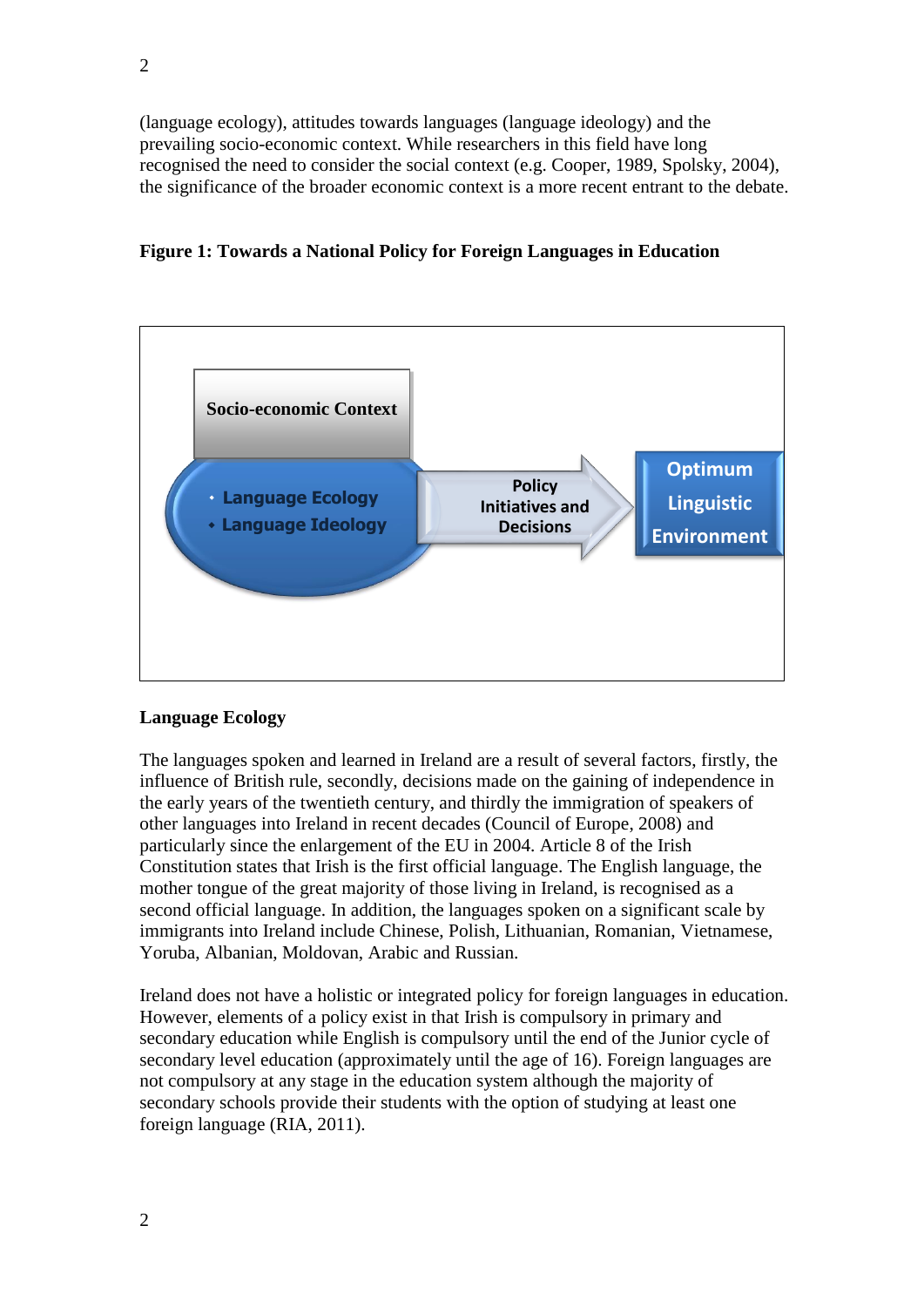(language ecology), attitudes towards languages (language ideology) and the prevailing socio-economic context. While researchers in this field have long recognised the need to consider the social context (e.g. Cooper, 1989, Spolsky, 2004), the significance of the broader economic context is a more recent entrant to the debate.

**Figure 1: Towards a National Policy for Foreign Languages in Education**

Socio-economic Context

- Language Ecology
- Language Ideology

Policy Initiatives and Decisions

Optimum Linguistic Environment

## Language Ecology

The languages spoken and learned in Ireland are a result of several factors, firstly, the influence of British rule, secondly, decisions made on the gaining of independence in the early years of the twentieth century, and thirdly the immigration of speakers of other languages into Ireland in recent decades (Council of Europe, 2008) and particularly since the enlargement of the EU in 2004. Article 8 of the Irish Constitution states that Irish is the first official language. The English language, the mother tongue of the great majority of those living in Ireland, is recognised as a second official language. In addition, the languages spoken on a significant scale by immigrants into Ireland include Chinese, Polish, Lithuanian, Romanian, Vietnamese, Yoruba, Albanian, Moldovan, Arabic and Russian.

Ireland does not have a holistic or integrated policy for foreign languages in education. However, elements of a policy exist in that Irish is compulsory in primary and secondary education while English is compulsory until the end of the Junior cycle of secondary level education (approximately until the age of 16). Foreign languages are not compulsory at any stage in the education system although the majority of secondary schools provide their students with the option of studying at least one foreign language (RIA, 2011).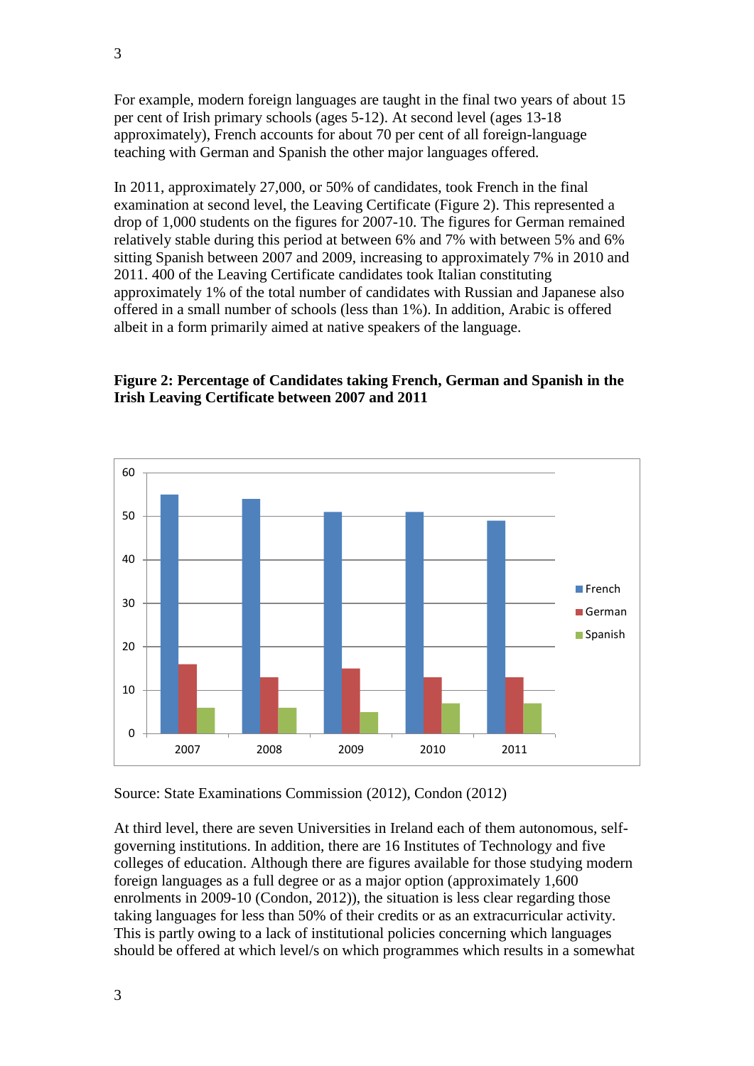For example, modern foreign languages are taught in the final two years of about 15 per cent of Irish primary schools (ages 5-12). At second level (ages 13-18 approximately), French accounts for about 70 per cent of all foreign-language teaching with German and Spanish the other major languages offered.

In 2011, approximately 27,000, or 50% of candidates, took French in the final examination at second level, the Leaving Certificate (Figure 2). This represented a drop of 1,000 students on the figures for 2007-10. The figures for German remained relatively stable during this period at between 6% and 7% with between 5% and 6% sitting Spanish between 2007 and 2009, increasing to approximately 7% in 2010 and 2011. 400 of the Leaving Certificate candidates took Italian constituting approximately 1% of the total number of candidates with Russian and Japanese also offered in a small number of schools (less than 1%). In addition, Arabic is offered albeit in a form primarily aimed at native speakers of the language.

**Figure 2: Percentage of Candidates taking French, German and Spanish in the Irish Leaving Certificate between 2007 and 2011**

| Year | French | German | Spanish |
|---|---|---|---|
| 2007 | 55 | 16 | 6 |
| 2008 | 54 | 13 | 6 |
| 2009 | 51 | 15 | 5 |
| 2010 | 51 | 13 | 7 |
| 2011 | 49 | 13 | 7 |

Source: State Examinations Commission (2012), Condon (2012)

At third level, there are seven Universities in Ireland each of them autonomous, self-governing institutions. In addition, there are 16 Institutes of Technology and five colleges of education. Although there are figures available for those studying modern foreign languages as a full degree or as a major option (approximately 1,600 enrolments in 2009-10 (Condon, 2012)), the situation is less clear regarding those taking languages for less than 50% of their credits or as an extracurricular activity. This is partly owing to a lack of institutional policies concerning which languages should be offered at which level/s on which programmes which results in a somewhat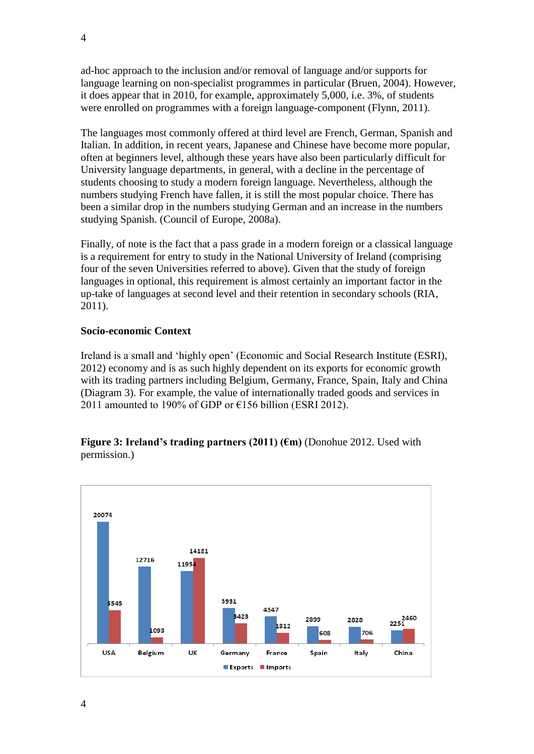ad-hoc approach to the inclusion and/or removal of language and/or supports for language learning on non-specialist programmes in particular (Bruen, 2004). However, it does appear that in 2010, for example, approximately 5,000, i.e. 3%, of students were enrolled on programmes with a foreign language-component (Flynn, 2011).

The languages most commonly offered at third level are French, German, Spanish and Italian. In addition, in recent years, Japanese and Chinese have become more popular, often at beginners level, although these years have also been particularly difficult for University language departments, in general, with a decline in the percentage of students choosing to study a modern foreign language. Nevertheless, although the numbers studying French have fallen, it is still the most popular choice. There has been a similar drop in the numbers studying German and an increase in the numbers studying Spanish. (Council of Europe, 2008a).

Finally, of note is the fact that a pass grade in a modern foreign or a classical language is a requirement for entry to study in the National University of Ireland (comprising four of the seven Universities referred to above). Given that the study of foreign languages in optional, this requirement is almost certainly an important factor in the up-take of languages at second level and their retention in secondary schools (RIA, 2011).

**Socio-economic Context**

Ireland is a small and 'highly open' (Economic and Social Research Institute (ESRI), 2012) economy and is as such highly dependent on its exports for economic growth with its trading partners including Belgium, Germany, France, Spain, Italy and China (Diagram 3). For example, the value of internationally traded goods and services in 2011 amounted to 190% of GDP or €156 billion (ESRI 2012).

**Figure 3: Ireland's trading partners (2011) (€m)** (Donohue 2012. Used with permission.)

| | USA | Belgium | UK | Germany | France | Spain | Italy | China |
|---|---|---|---|---|---|---|---|---|
| Exports | 20074 | 12716 | 11954 | 5931 | 4547 | 2899 | 2828 | 2251 |
| Imports | 5545 | 1093 | 14181 | 3423 | 1812 | 608 | 706 | 2460 |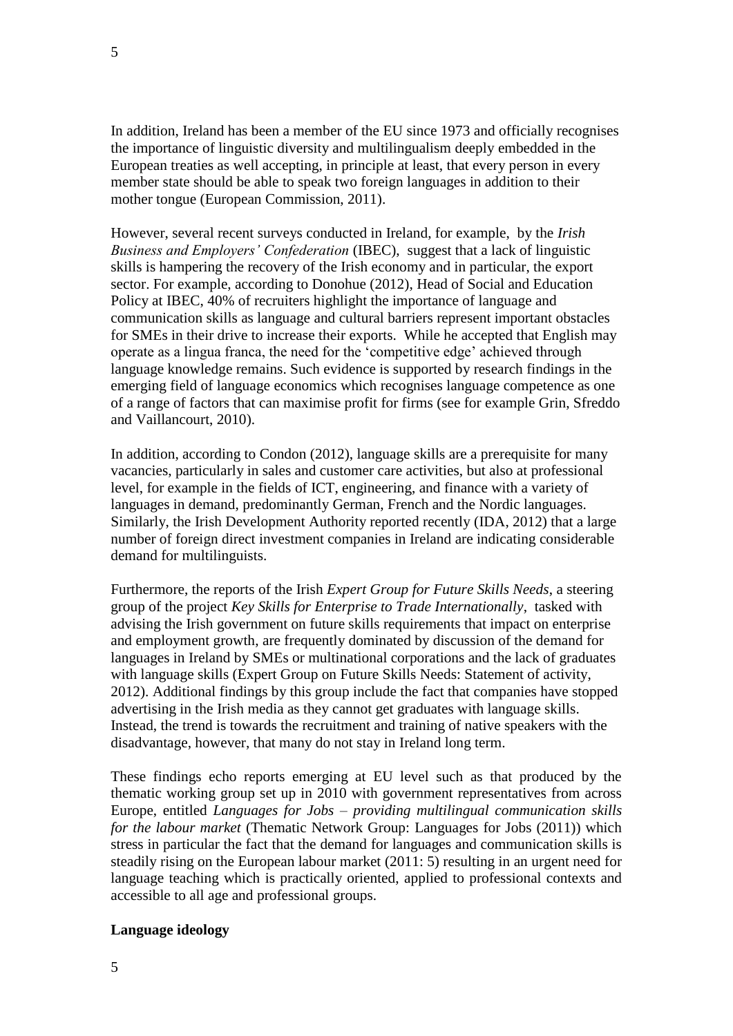In addition, Ireland has been a member of the EU since 1973 and officially recognises the importance of linguistic diversity and multilingualism deeply embedded in the European treaties as well accepting, in principle at least, that every person in every member state should be able to speak two foreign languages in addition to their mother tongue (European Commission, 2011).

However, several recent surveys conducted in Ireland, for example, by the *Irish Business and Employers' Confederation* (IBEC), suggest that a lack of linguistic skills is hampering the recovery of the Irish economy and in particular, the export sector. For example, according to Donohue (2012), Head of Social and Education Policy at IBEC, 40% of recruiters highlight the importance of language and communication skills as language and cultural barriers represent important obstacles for SMEs in their drive to increase their exports. While he accepted that English may operate as a lingua franca, the need for the 'competitive edge' achieved through language knowledge remains. Such evidence is supported by research findings in the emerging field of language economics which recognises language competence as one of a range of factors that can maximise profit for firms (see for example Grin, Sfreddo and Vaillancourt, 2010).

In addition, according to Condon (2012), language skills are a prerequisite for many vacancies, particularly in sales and customer care activities, but also at professional level, for example in the fields of ICT, engineering, and finance with a variety of languages in demand, predominantly German, French and the Nordic languages. Similarly, the Irish Development Authority reported recently (IDA, 2012) that a large number of foreign direct investment companies in Ireland are indicating considerable demand for multilinguists.

Furthermore, the reports of the Irish *Expert Group for Future Skills Needs*, a steering group of the project *Key Skills for Enterprise to Trade Internationally*, tasked with advising the Irish government on future skills requirements that impact on enterprise and employment growth, are frequently dominated by discussion of the demand for languages in Ireland by SMEs or multinational corporations and the lack of graduates with language skills (Expert Group on Future Skills Needs: Statement of activity, 2012). Additional findings by this group include the fact that companies have stopped advertising in the Irish media as they cannot get graduates with language skills. Instead, the trend is towards the recruitment and training of native speakers with the disadvantage, however, that many do not stay in Ireland long term.

These findings echo reports emerging at EU level such as that produced by the thematic working group set up in 2010 with government representatives from across Europe, entitled *Languages for Jobs – providing multilingual communication skills for the labour market* (Thematic Network Group: Languages for Jobs (2011)) which stress in particular the fact that the demand for languages and communication skills is steadily rising on the European labour market (2011: 5) resulting in an urgent need for language teaching which is practically oriented, applied to professional contexts and accessible to all age and professional groups.

**Language ideology**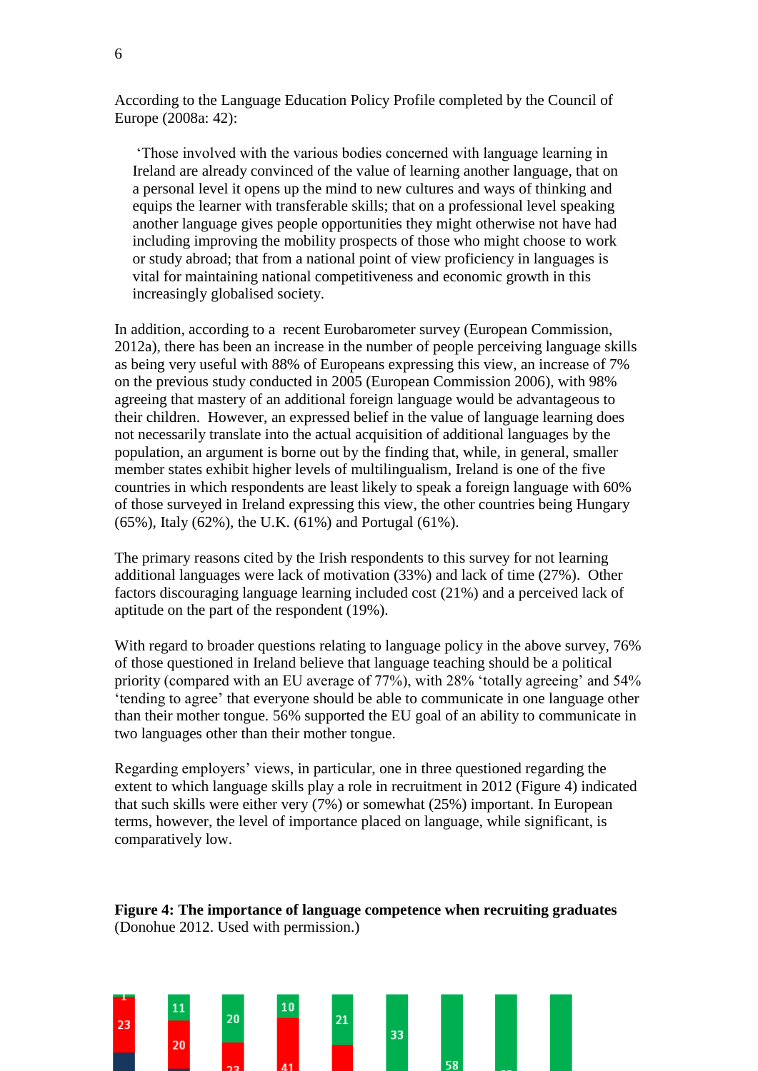According to the Language Education Policy Profile completed by the Council of Europe (2008a: 42):

> 'Those involved with the various bodies concerned with language learning in Ireland are already convinced of the value of learning another language, that on a personal level it opens up the mind to new cultures and ways of thinking and equips the learner with transferable skills; that on a professional level speaking another language gives people opportunities they might otherwise not have had including improving the mobility prospects of those who might choose to work or study abroad; that from a national point of view proficiency in languages is vital for maintaining national competitiveness and economic growth in this increasingly globalised society.

In addition, according to a recent Eurobarometer survey (European Commission, 2012a), there has been an increase in the number of people perceiving language skills as being very useful with 88% of Europeans expressing this view, an increase of 7% on the previous study conducted in 2005 (European Commission 2006), with 98% agreeing that mastery of an additional foreign language would be advantageous to their children. However, an expressed belief in the value of language learning does not necessarily translate into the actual acquisition of additional languages by the population, an argument is borne out by the finding that, while, in general, smaller member states exhibit higher levels of multilingualism, Ireland is one of the five countries in which respondents are least likely to speak a foreign language with 60% of those surveyed in Ireland expressing this view, the other countries being Hungary (65%), Italy (62%), the U.K. (61%) and Portugal (61%).

The primary reasons cited by the Irish respondents to this survey for not learning additional languages were lack of motivation (33%) and lack of time (27%). Other factors discouraging language learning included cost (21%) and a perceived lack of aptitude on the part of the respondent (19%).

With regard to broader questions relating to language policy in the above survey, 76% of those questioned in Ireland believe that language teaching should be a political priority (compared with an EU average of 77%), with 28% 'totally agreeing' and 54% 'tending to agree' that everyone should be able to communicate in one language other than their mother tongue. 56% supported the EU goal of an ability to communicate in two languages other than their mother tongue.

Regarding employers' views, in particular, one in three questioned regarding the extent to which language skills play a role in recruitment in 2012 (Figure 4) indicated that such skills were either very (7%) or somewhat (25%) important. In European terms, however, the level of importance placed on language, while significant, is comparatively low.

**Figure 4: The importance of language competence when recruiting graduates** (Donohue 2012. Used with permission.)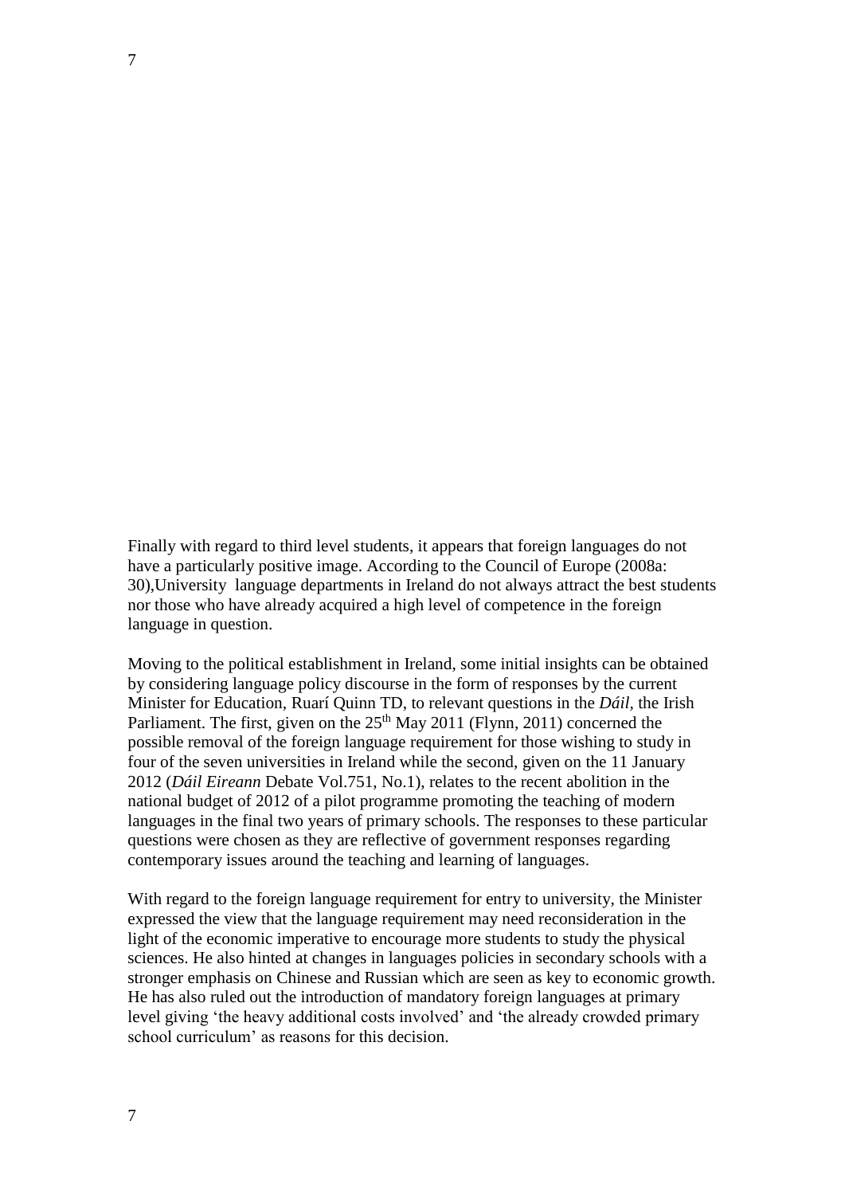Finally with regard to third level students, it appears that foreign languages do not have a particularly positive image. According to the Council of Europe (2008a: 30),University  language departments in Ireland do not always attract the best students nor those who have already acquired a high level of competence in the foreign language in question.

Moving to the political establishment in Ireland, some initial insights can be obtained by considering language policy discourse in the form of responses by the current Minister for Education, Ruarí Quinn TD, to relevant questions in the *Dáil*, the Irish Parliament. The first, given on the 25th May 2011 (Flynn, 2011) concerned the possible removal of the foreign language requirement for those wishing to study in four of the seven universities in Ireland while the second, given on the 11 January 2012 (*Dáil Eireann* Debate Vol.751, No.1), relates to the recent abolition in the national budget of 2012 of a pilot programme promoting the teaching of modern languages in the final two years of primary schools. The responses to these particular questions were chosen as they are reflective of government responses regarding contemporary issues around the teaching and learning of languages.

With regard to the foreign language requirement for entry to university, the Minister expressed the view that the language requirement may need reconsideration in the light of the economic imperative to encourage more students to study the physical sciences. He also hinted at changes in languages policies in secondary schools with a stronger emphasis on Chinese and Russian which are seen as key to economic growth. He has also ruled out the introduction of mandatory foreign languages at primary level giving 'the heavy additional costs involved' and 'the already crowded primary school curriculum' as reasons for this decision.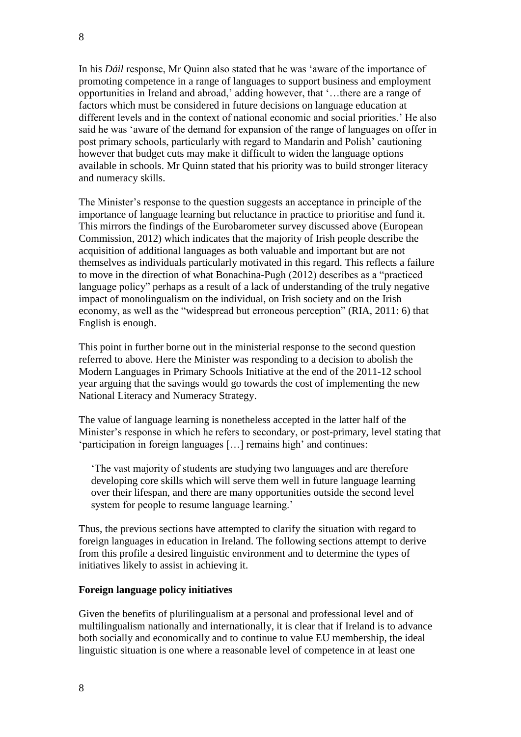In his *Dáil* response, Mr Quinn also stated that he was 'aware of the importance of promoting competence in a range of languages to support business and employment opportunities in Ireland and abroad,' adding however, that '…there are a range of factors which must be considered in future decisions on language education at different levels and in the context of national economic and social priorities.' He also said he was 'aware of the demand for expansion of the range of languages on offer in post primary schools, particularly with regard to Mandarin and Polish' cautioning however that budget cuts may make it difficult to widen the language options available in schools. Mr Quinn stated that his priority was to build stronger literacy and numeracy skills.

The Minister's response to the question suggests an acceptance in principle of the importance of language learning but reluctance in practice to prioritise and fund it. This mirrors the findings of the Eurobarometer survey discussed above (European Commission, 2012) which indicates that the majority of Irish people describe the acquisition of additional languages as both valuable and important but are not themselves as individuals particularly motivated in this regard. This reflects a failure to move in the direction of what Bonachina-Pugh (2012) describes as a "practiced language policy" perhaps as a result of a lack of understanding of the truly negative impact of monolingualism on the individual, on Irish society and on the Irish economy, as well as the "widespread but erroneous perception" (RIA, 2011: 6) that English is enough.

This point in further borne out in the ministerial response to the second question referred to above. Here the Minister was responding to a decision to abolish the Modern Languages in Primary Schools Initiative at the end of the 2011-12 school year arguing that the savings would go towards the cost of implementing the new National Literacy and Numeracy Strategy.

The value of language learning is nonetheless accepted in the latter half of the Minister's response in which he refers to secondary, or post-primary, level stating that 'participation in foreign languages […] remains high' and continues:

> 'The vast majority of students are studying two languages and are therefore developing core skills which will serve them well in future language learning over their lifespan, and there are many opportunities outside the second level system for people to resume language learning.'

Thus, the previous sections have attempted to clarify the situation with regard to foreign languages in education in Ireland. The following sections attempt to derive from this profile a desired linguistic environment and to determine the types of initiatives likely to assist in achieving it.

**Foreign language policy initiatives**

Given the benefits of plurilingualism at a personal and professional level and of multilingualism nationally and internationally, it is clear that if Ireland is to advance both socially and economically and to continue to value EU membership, the ideal linguistic situation is one where a reasonable level of competence in at least one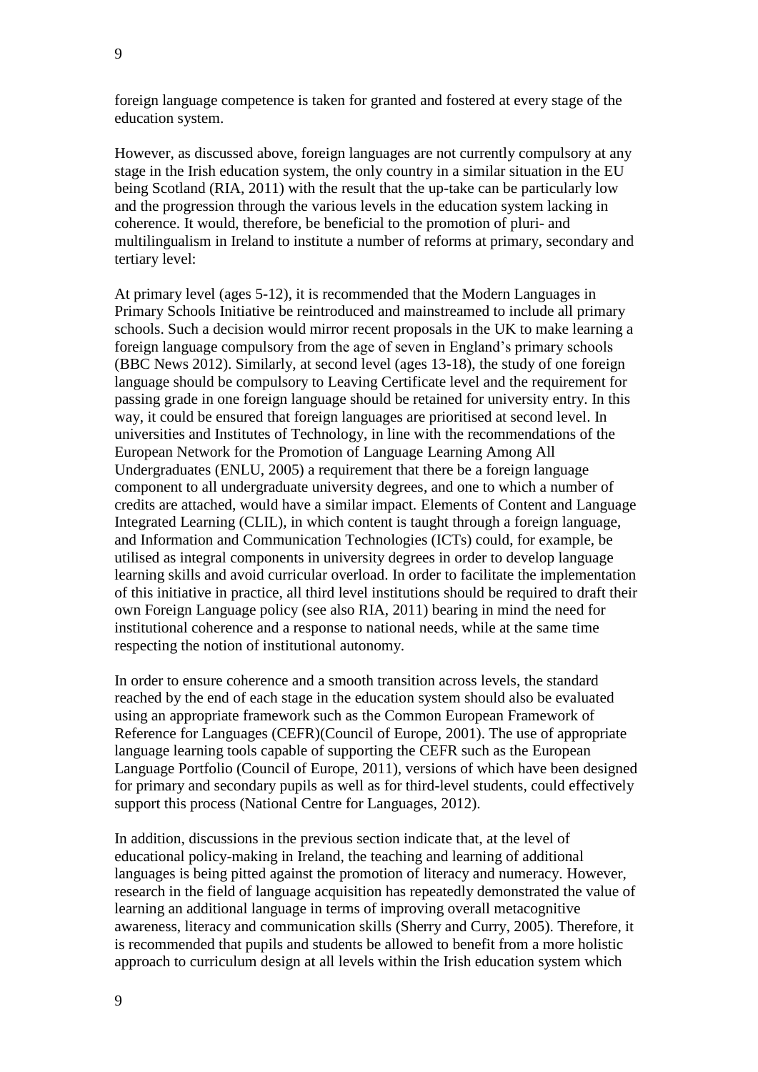foreign language competence is taken for granted and fostered at every stage of the education system.

However, as discussed above, foreign languages are not currently compulsory at any stage in the Irish education system, the only country in a similar situation in the EU being Scotland (RIA, 2011) with the result that the up-take can be particularly low and the progression through the various levels in the education system lacking in coherence. It would, therefore, be beneficial to the promotion of pluri- and multilingualism in Ireland to institute a number of reforms at primary, secondary and tertiary level:

At primary level (ages 5-12), it is recommended that the Modern Languages in Primary Schools Initiative be reintroduced and mainstreamed to include all primary schools. Such a decision would mirror recent proposals in the UK to make learning a foreign language compulsory from the age of seven in England's primary schools (BBC News 2012). Similarly, at second level (ages 13-18), the study of one foreign language should be compulsory to Leaving Certificate level and the requirement for passing grade in one foreign language should be retained for university entry. In this way, it could be ensured that foreign languages are prioritised at second level. In universities and Institutes of Technology, in line with the recommendations of the European Network for the Promotion of Language Learning Among All Undergraduates (ENLU, 2005) a requirement that there be a foreign language component to all undergraduate university degrees, and one to which a number of credits are attached, would have a similar impact. Elements of Content and Language Integrated Learning (CLIL), in which content is taught through a foreign language, and Information and Communication Technologies (ICTs) could, for example, be utilised as integral components in university degrees in order to develop language learning skills and avoid curricular overload. In order to facilitate the implementation of this initiative in practice, all third level institutions should be required to draft their own Foreign Language policy (see also RIA, 2011) bearing in mind the need for institutional coherence and a response to national needs, while at the same time respecting the notion of institutional autonomy.

In order to ensure coherence and a smooth transition across levels, the standard reached by the end of each stage in the education system should also be evaluated using an appropriate framework such as the Common European Framework of Reference for Languages (CEFR)(Council of Europe, 2001). The use of appropriate language learning tools capable of supporting the CEFR such as the European Language Portfolio (Council of Europe, 2011), versions of which have been designed for primary and secondary pupils as well as for third-level students, could effectively support this process (National Centre for Languages, 2012).

In addition, discussions in the previous section indicate that, at the level of educational policy-making in Ireland, the teaching and learning of additional languages is being pitted against the promotion of literacy and numeracy. However, research in the field of language acquisition has repeatedly demonstrated the value of learning an additional language in terms of improving overall metacognitive awareness, literacy and communication skills (Sherry and Curry, 2005). Therefore, it is recommended that pupils and students be allowed to benefit from a more holistic approach to curriculum design at all levels within the Irish education system which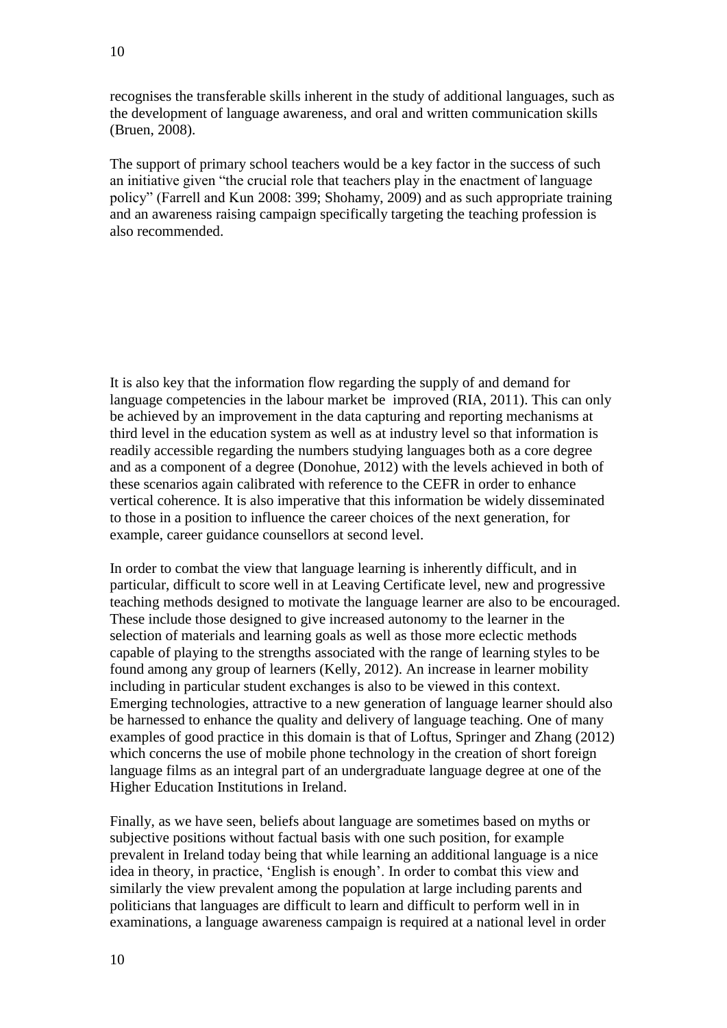recognises the transferable skills inherent in the study of additional languages, such as the development of language awareness, and oral and written communication skills (Bruen, 2008).

The support of primary school teachers would be a key factor in the success of such an initiative given "the crucial role that teachers play in the enactment of language policy" (Farrell and Kun 2008: 399; Shohamy, 2009) and as such appropriate training and an awareness raising campaign specifically targeting the teaching profession is also recommended.

It is also key that the information flow regarding the supply of and demand for language competencies in the labour market be improved (RIA, 2011). This can only be achieved by an improvement in the data capturing and reporting mechanisms at third level in the education system as well as at industry level so that information is readily accessible regarding the numbers studying languages both as a core degree and as a component of a degree (Donohue, 2012) with the levels achieved in both of these scenarios again calibrated with reference to the CEFR in order to enhance vertical coherence. It is also imperative that this information be widely disseminated to those in a position to influence the career choices of the next generation, for example, career guidance counsellors at second level.

In order to combat the view that language learning is inherently difficult, and in particular, difficult to score well in at Leaving Certificate level, new and progressive teaching methods designed to motivate the language learner are also to be encouraged. These include those designed to give increased autonomy to the learner in the selection of materials and learning goals as well as those more eclectic methods capable of playing to the strengths associated with the range of learning styles to be found among any group of learners (Kelly, 2012). An increase in learner mobility including in particular student exchanges is also to be viewed in this context. Emerging technologies, attractive to a new generation of language learner should also be harnessed to enhance the quality and delivery of language teaching. One of many examples of good practice in this domain is that of Loftus, Springer and Zhang (2012) which concerns the use of mobile phone technology in the creation of short foreign language films as an integral part of an undergraduate language degree at one of the Higher Education Institutions in Ireland.

Finally, as we have seen, beliefs about language are sometimes based on myths or subjective positions without factual basis with one such position, for example prevalent in Ireland today being that while learning an additional language is a nice idea in theory, in practice, 'English is enough'. In order to combat this view and similarly the view prevalent among the population at large including parents and politicians that languages are difficult to learn and difficult to perform well in in examinations, a language awareness campaign is required at a national level in order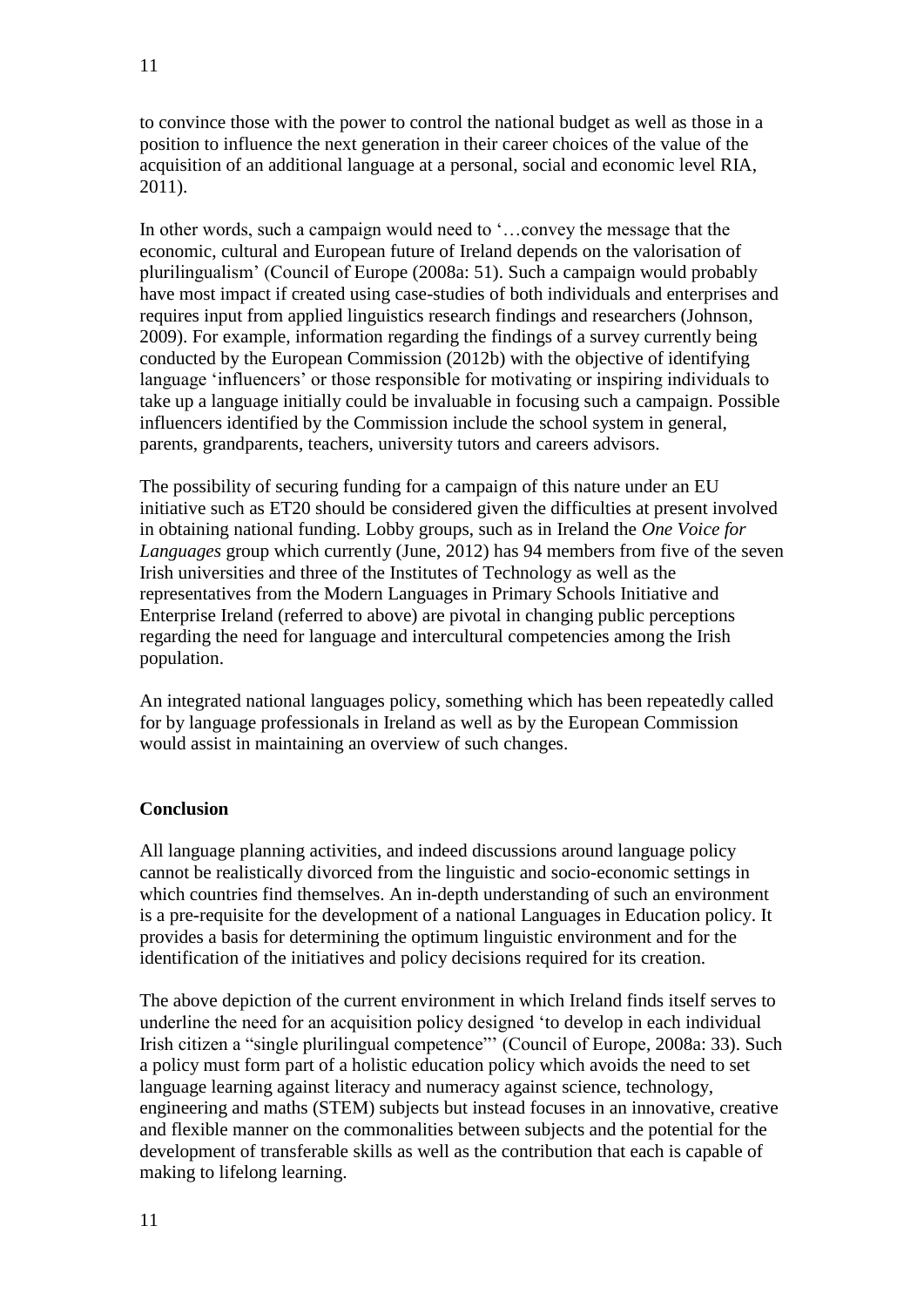to convince those with the power to control the national budget as well as those in a position to influence the next generation in their career choices of the value of the acquisition of an additional language at a personal, social and economic level RIA, 2011).

In other words, such a campaign would need to '…convey the message that the economic, cultural and European future of Ireland depends on the valorisation of plurilingualism' (Council of Europe (2008a: 51). Such a campaign would probably have most impact if created using case-studies of both individuals and enterprises and requires input from applied linguistics research findings and researchers (Johnson, 2009). For example, information regarding the findings of a survey currently being conducted by the European Commission (2012b) with the objective of identifying language 'influencers' or those responsible for motivating or inspiring individuals to take up a language initially could be invaluable in focusing such a campaign. Possible influencers identified by the Commission include the school system in general, parents, grandparents, teachers, university tutors and careers advisors.

The possibility of securing funding for a campaign of this nature under an EU initiative such as ET20 should be considered given the difficulties at present involved in obtaining national funding. Lobby groups, such as in Ireland the *One Voice for Languages* group which currently (June, 2012) has 94 members from five of the seven Irish universities and three of the Institutes of Technology as well as the representatives from the Modern Languages in Primary Schools Initiative and Enterprise Ireland (referred to above) are pivotal in changing public perceptions regarding the need for language and intercultural competencies among the Irish population.

An integrated national languages policy, something which has been repeatedly called for by language professionals in Ireland as well as by the European Commission would assist in maintaining an overview of such changes.

**Conclusion**

All language planning activities, and indeed discussions around language policy cannot be realistically divorced from the linguistic and socio-economic settings in which countries find themselves. An in-depth understanding of such an environment is a pre-requisite for the development of a national Languages in Education policy. It provides a basis for determining the optimum linguistic environment and for the identification of the initiatives and policy decisions required for its creation.

The above depiction of the current environment in which Ireland finds itself serves to underline the need for an acquisition policy designed 'to develop in each individual Irish citizen a "single plurilingual competence"' (Council of Europe, 2008a: 33). Such a policy must form part of a holistic education policy which avoids the need to set language learning against literacy and numeracy against science, technology, engineering and maths (STEM) subjects but instead focuses in an innovative, creative and flexible manner on the commonalities between subjects and the potential for the development of transferable skills as well as the contribution that each is capable of making to lifelong learning.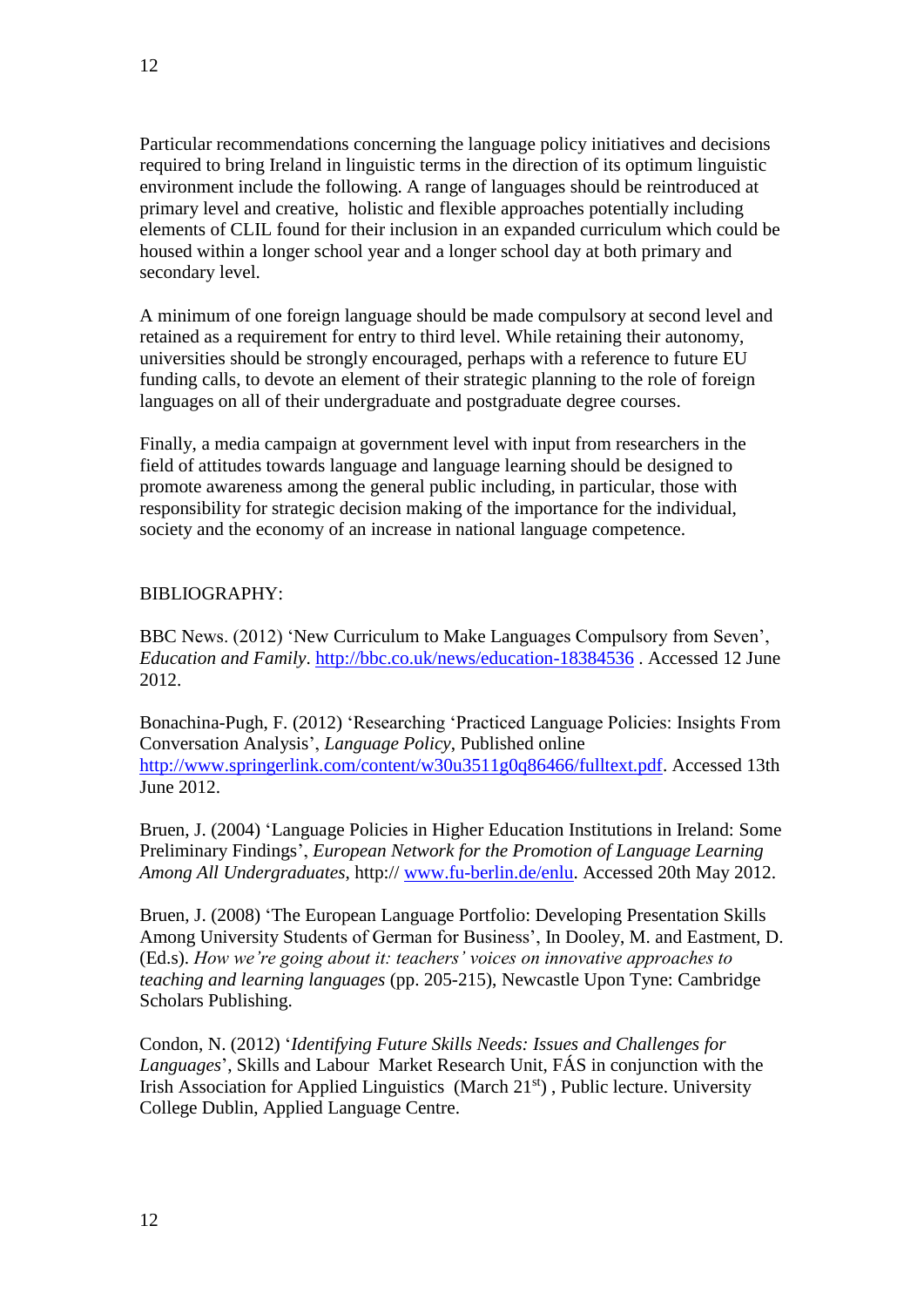Particular recommendations concerning the language policy initiatives and decisions required to bring Ireland in linguistic terms in the direction of its optimum linguistic environment include the following. A range of languages should be reintroduced at primary level and creative, holistic and flexible approaches potentially including elements of CLIL found for their inclusion in an expanded curriculum which could be housed within a longer school year and a longer school day at both primary and secondary level.

A minimum of one foreign language should be made compulsory at second level and retained as a requirement for entry to third level. While retaining their autonomy, universities should be strongly encouraged, perhaps with a reference to future EU funding calls, to devote an element of their strategic planning to the role of foreign languages on all of their undergraduate and postgraduate degree courses.

Finally, a media campaign at government level with input from researchers in the field of attitudes towards language and language learning should be designed to promote awareness among the general public including, in particular, those with responsibility for strategic decision making of the importance for the individual, society and the economy of an increase in national language competence.

## BIBLIOGRAPHY:

BBC News. (2012) 'New Curriculum to Make Languages Compulsory from Seven', *Education and Family*. http://bbc.co.uk/news/education-18384536 . Accessed 12 June 2012.

Bonachina-Pugh, F. (2012) 'Researching 'Practiced Language Policies: Insights From Conversation Analysis', *Language Policy*, Published online http://www.springerlink.com/content/w30u3511g0q86466/fulltext.pdf. Accessed 13th June 2012.

Bruen, J. (2004) 'Language Policies in Higher Education Institutions in Ireland: Some Preliminary Findings', *European Network for the Promotion of Language Learning Among All Undergraduates*, http:// www.fu-berlin.de/enlu. Accessed 20th May 2012.

Bruen, J. (2008) 'The European Language Portfolio: Developing Presentation Skills Among University Students of German for Business', In Dooley, M. and Eastment, D. (Ed.s). *How we're going about it: teachers' voices on innovative approaches to teaching and learning languages* (pp. 205-215), Newcastle Upon Tyne: Cambridge Scholars Publishing.

Condon, N. (2012) '*Identifying Future Skills Needs: Issues and Challenges for Languages*', Skills and Labour Market Research Unit, FÁS in conjunction with the Irish Association for Applied Linguistics (March 21st) , Public lecture. University College Dublin, Applied Language Centre.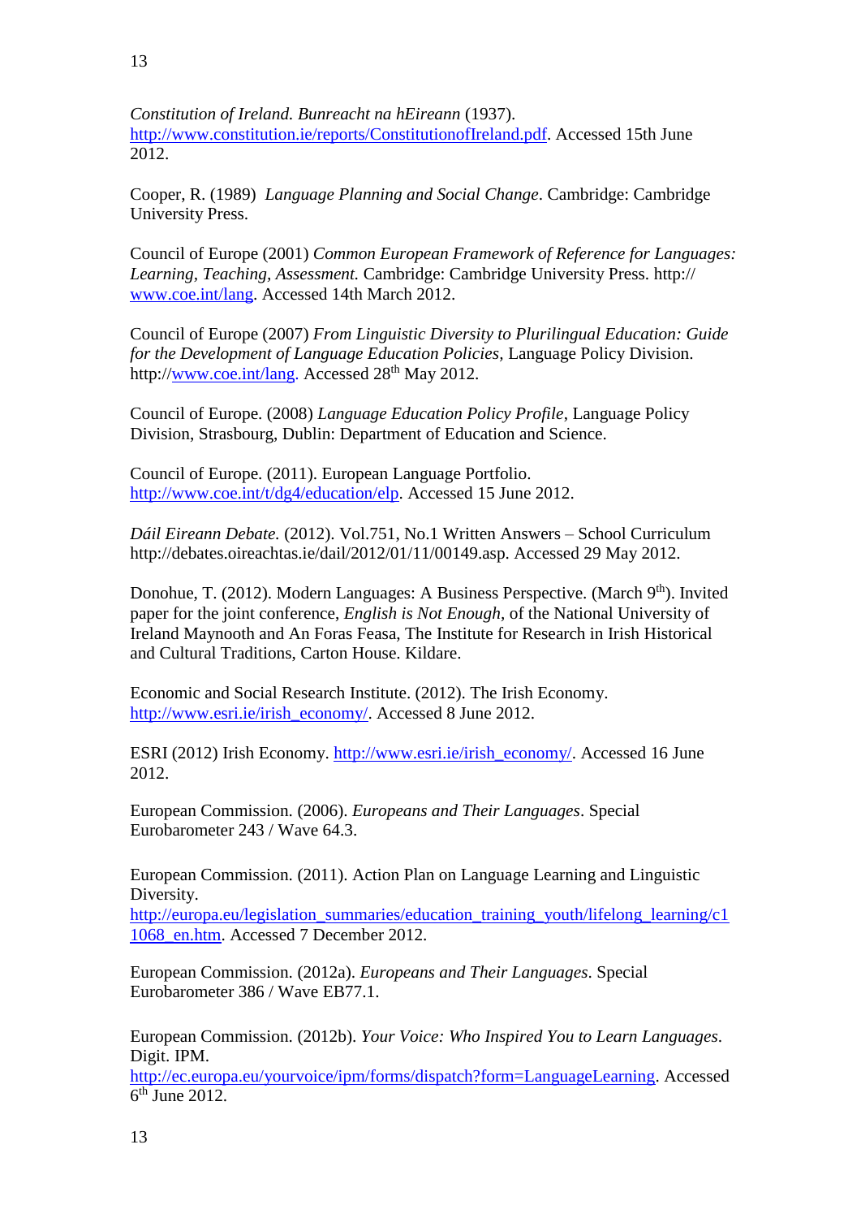*Constitution of Ireland. Bunreacht na hEireann* (1937). http://www.constitution.ie/reports/ConstitutionofIreland.pdf. Accessed 15th June 2012.

Cooper, R. (1989) *Language Planning and Social Change*. Cambridge: Cambridge University Press.

Council of Europe (2001) *Common European Framework of Reference for Languages: Learning, Teaching, Assessment.* Cambridge: Cambridge University Press. http:// www.coe.int/lang. Accessed 14th March 2012.

Council of Europe (2007) *From Linguistic Diversity to Plurilingual Education: Guide for the Development of Language Education Policies,* Language Policy Division. http://www.coe.int/lang. Accessed 28th May 2012.

Council of Europe. (2008) *Language Education Policy Profile*, Language Policy Division, Strasbourg, Dublin: Department of Education and Science.

Council of Europe. (2011). European Language Portfolio. http://www.coe.int/t/dg4/education/elp. Accessed 15 June 2012.

*Dáil Eireann Debate.* (2012). Vol.751, No.1 Written Answers – School Curriculum http://debates.oireachtas.ie/dail/2012/01/11/00149.asp. Accessed 29 May 2012.

Donohue, T. (2012). Modern Languages: A Business Perspective. (March 9th). Invited paper for the joint conference, *English is Not Enough,* of the National University of Ireland Maynooth and An Foras Feasa, The Institute for Research in Irish Historical and Cultural Traditions, Carton House. Kildare.

Economic and Social Research Institute. (2012). The Irish Economy. http://www.esri.ie/irish_economy/. Accessed 8 June 2012.

ESRI (2012) Irish Economy. http://www.esri.ie/irish_economy/. Accessed 16 June 2012.

European Commission. (2006). *Europeans and Their Languages*. Special Eurobarometer 243 / Wave 64.3.

European Commission. (2011). Action Plan on Language Learning and Linguistic Diversity. http://europa.eu/legislation_summaries/education_training_youth/lifelong_learning/c11068_en.htm. Accessed 7 December 2012.

European Commission. (2012a). *Europeans and Their Languages*. Special Eurobarometer 386 / Wave EB77.1.

European Commission. (2012b). *Your Voice: Who Inspired You to Learn Languages*. Digit. IPM. http://ec.europa.eu/yourvoice/ipm/forms/dispatch?form=LanguageLearning. Accessed 6th June 2012.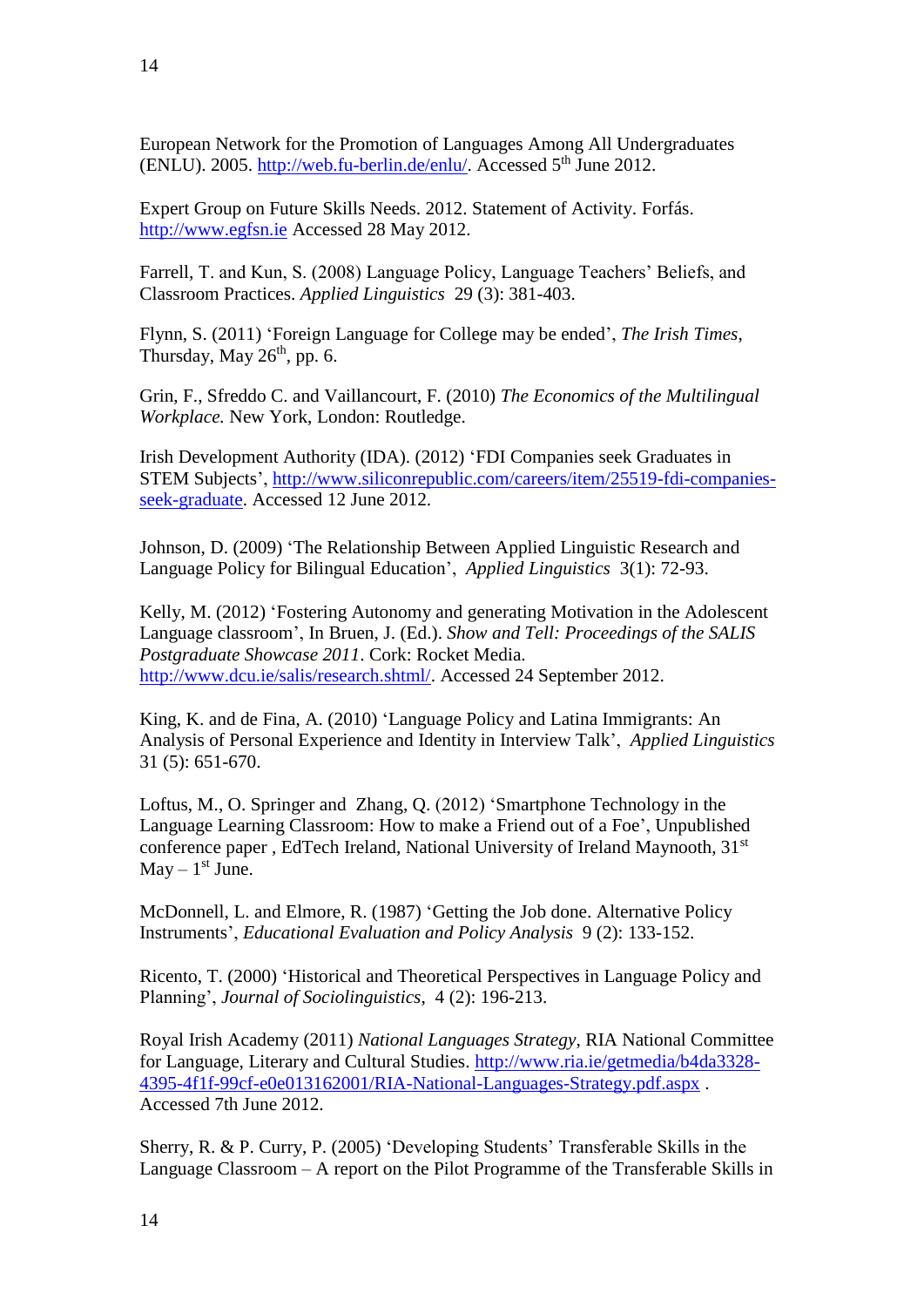European Network for the Promotion of Languages Among All Undergraduates (ENLU). 2005. http://web.fu-berlin.de/enlu/. Accessed 5th June 2012.

Expert Group on Future Skills Needs. 2012. Statement of Activity. Forfás. http://www.egfsn.ie Accessed 28 May 2012.

Farrell, T. and Kun, S. (2008) Language Policy, Language Teachers' Beliefs, and Classroom Practices. *Applied Linguistics* 29 (3): 381-403.

Flynn, S. (2011) 'Foreign Language for College may be ended', *The Irish Times*, Thursday, May 26th, pp. 6.

Grin, F., Sfreddo C. and Vaillancourt, F. (2010) *The Economics of the Multilingual Workplace.* New York, London: Routledge.

Irish Development Authority (IDA). (2012) 'FDI Companies seek Graduates in STEM Subjects', http://www.siliconrepublic.com/careers/item/25519-fdi-companies-seek-graduate. Accessed 12 June 2012.

Johnson, D. (2009) 'The Relationship Between Applied Linguistic Research and Language Policy for Bilingual Education', *Applied Linguistics* 3(1): 72-93.

Kelly, M. (2012) 'Fostering Autonomy and generating Motivation in the Adolescent Language classroom', In Bruen, J. (Ed.). *Show and Tell: Proceedings of the SALIS Postgraduate Showcase 2011*. Cork: Rocket Media. http://www.dcu.ie/salis/research.shtml/. Accessed 24 September 2012.

King, K. and de Fina, A. (2010) 'Language Policy and Latina Immigrants: An Analysis of Personal Experience and Identity in Interview Talk', *Applied Linguistics* 31 (5): 651-670.

Loftus, M., O. Springer and Zhang, Q. (2012) 'Smartphone Technology in the Language Learning Classroom: How to make a Friend out of a Foe', Unpublished conference paper , EdTech Ireland, National University of Ireland Maynooth, 31st May – 1st June.

McDonnell, L. and Elmore, R. (1987) 'Getting the Job done. Alternative Policy Instruments', *Educational Evaluation and Policy Analysis* 9 (2): 133-152.

Ricento, T. (2000) 'Historical and Theoretical Perspectives in Language Policy and Planning', *Journal of Sociolinguistics*, 4 (2): 196-213.

Royal Irish Academy (2011) *National Languages Strategy*, RIA National Committee for Language, Literary and Cultural Studies. http://www.ria.ie/getmedia/b4da3328-4395-4f1f-99cf-e0e013162001/RIA-National-Languages-Strategy.pdf.aspx . Accessed 7th June 2012.

Sherry, R. & P. Curry, P. (2005) 'Developing Students' Transferable Skills in the Language Classroom – A report on the Pilot Programme of the Transferable Skills in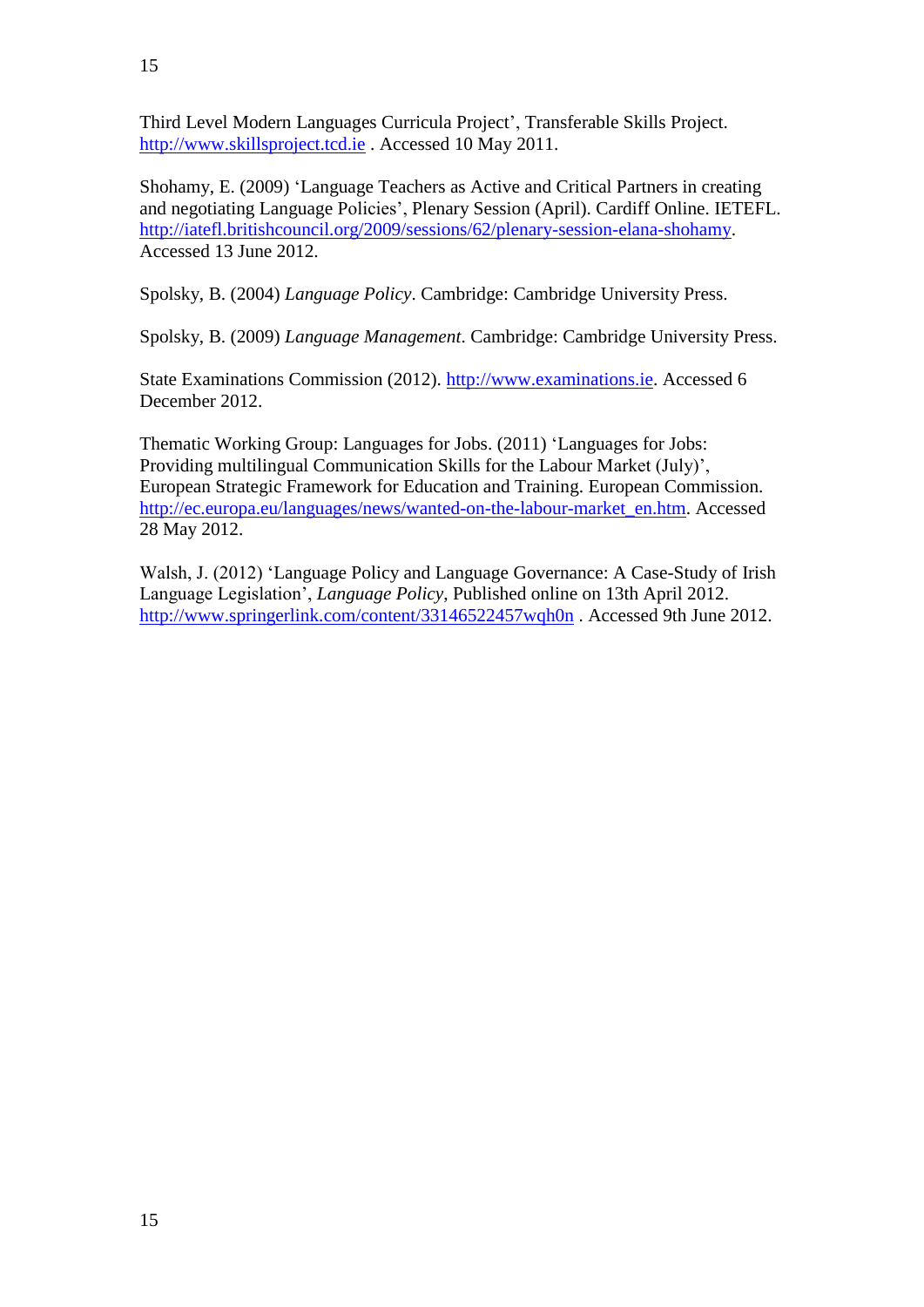Third Level Modern Languages Curricula Project', Transferable Skills Project. http://www.skillsproject.tcd.ie . Accessed 10 May 2011.

Shohamy, E. (2009) 'Language Teachers as Active and Critical Partners in creating and negotiating Language Policies', Plenary Session (April). Cardiff Online. IETEFL. http://iatefl.britishcouncil.org/2009/sessions/62/plenary-session-elana-shohamy. Accessed 13 June 2012.

Spolsky, B. (2004) *Language Policy*. Cambridge: Cambridge University Press.

Spolsky, B. (2009) *Language Management*. Cambridge: Cambridge University Press.

State Examinations Commission (2012). http://www.examinations.ie. Accessed 6 December 2012.

Thematic Working Group: Languages for Jobs. (2011) 'Languages for Jobs: Providing multilingual Communication Skills for the Labour Market (July)', European Strategic Framework for Education and Training. European Commission. http://ec.europa.eu/languages/news/wanted-on-the-labour-market_en.htm. Accessed 28 May 2012.

Walsh, J. (2012) 'Language Policy and Language Governance: A Case-Study of Irish Language Legislation', *Language Policy*, Published online on 13th April 2012. http://www.springerlink.com/content/33146522457wqh0n . Accessed 9th June 2012.